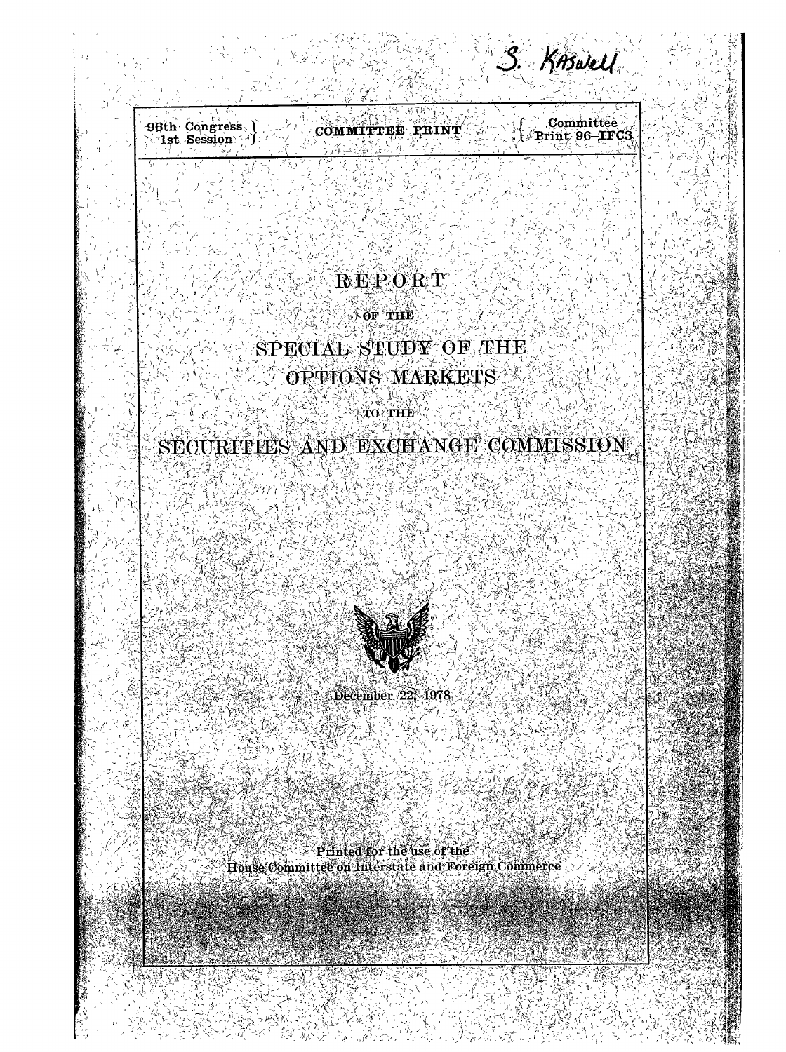S. Kaswell

96th Congress, 1st Session | COMMITTEE PRINT | Committee Print 96–IFC3

# REPORT

OF THE

# SPECIAL STUDY OF THE OPTIONS MARKETS

TO THE

# SECURITIES AND EXCHANGE COMMISSION

December 22, 1978

Printed for the use of the
House Committee on Interstate and Foreign Commerce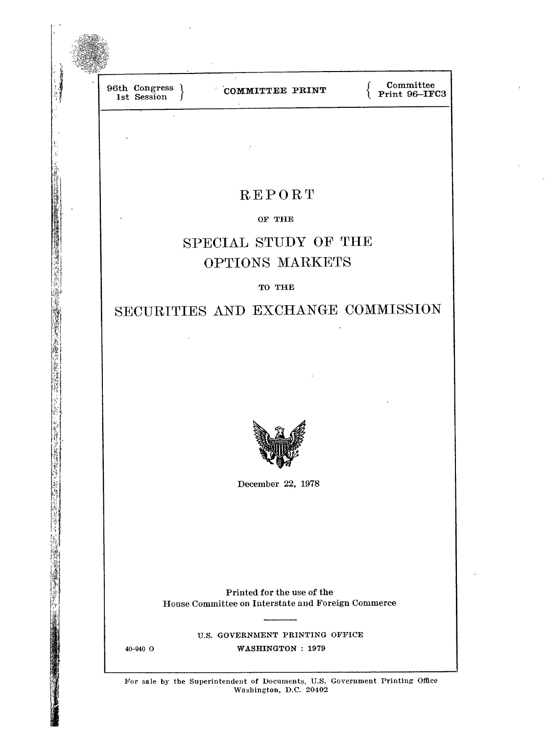96th Congress
1st Session

COMMITTEE PRINT

Committee
Print 96–IFC3

# REPORT

OF THE

# SPECIAL STUDY OF THE OPTIONS MARKETS

TO THE

# SECURITIES AND EXCHANGE COMMISSION

December 22, 1978

Printed for the use of the
House Committee on Interstate and Foreign Commerce

U.S. GOVERNMENT PRINTING OFFICE
WASHINGTON : 1979

40-940 O

For sale by the Superintendent of Documents, U.S. Government Printing Office
Washington, D.C. 20402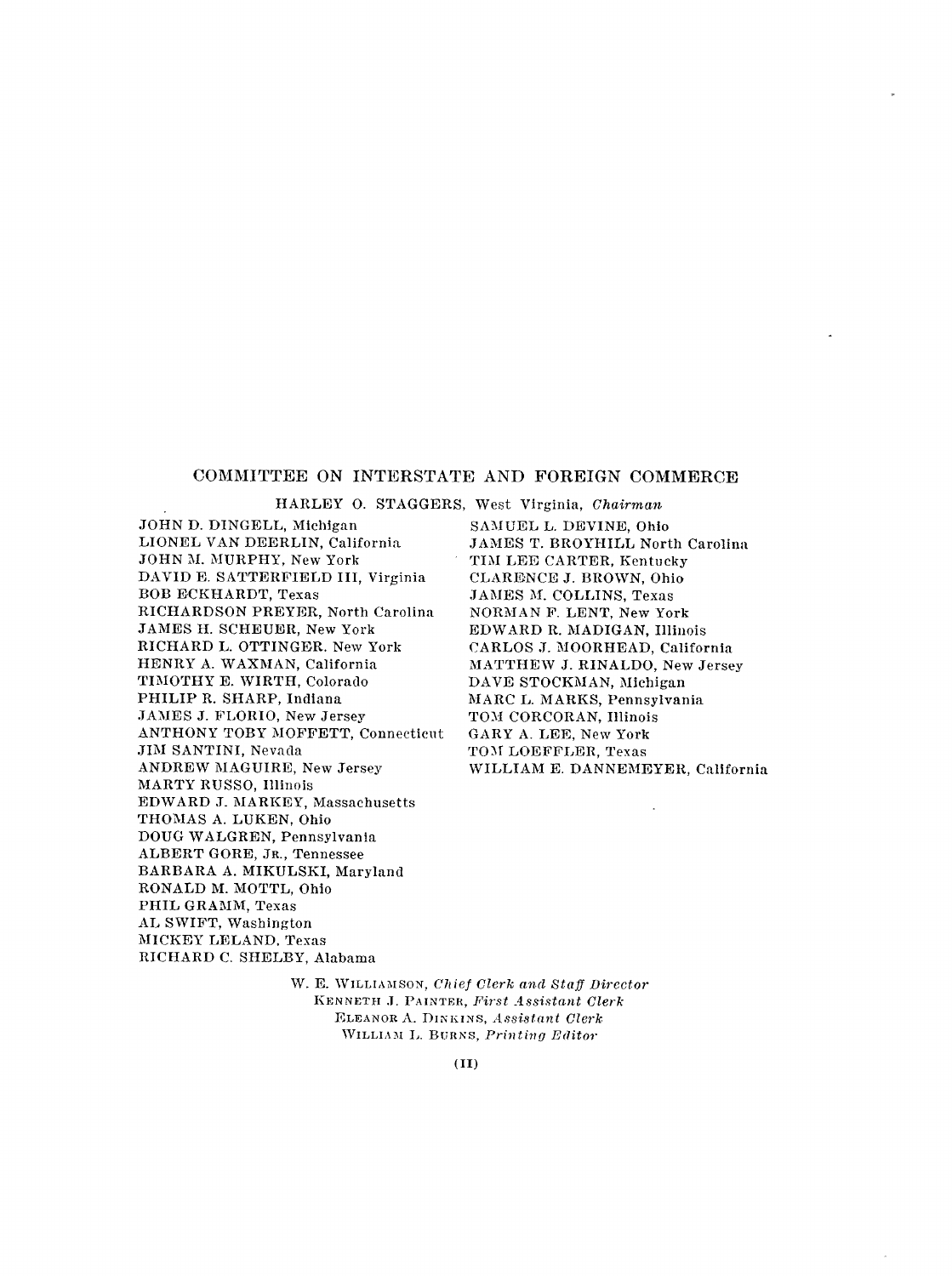## COMMITTEE ON INTERSTATE AND FOREIGN COMMERCE

HARLEY O. STAGGERS, West Virginia, *Chairman*

JOHN D. DINGELL, Michigan
LIONEL VAN DEERLIN, California
JOHN M. MURPHY, New York
DAVID E. SATTERFIELD III, Virginia
BOB ECKHARDT, Texas
RICHARDSON PREYER, North Carolina
JAMES H. SCHEUER, New York
RICHARD L. OTTINGER, New York
HENRY A. WAXMAN, California
TIMOTHY E. WIRTH, Colorado
PHILIP R. SHARP, Indiana
JAMES J. FLORIO, New Jersey
ANTHONY TOBY MOFFETT, Connecticut
JIM SANTINI, Nevada
ANDREW MAGUIRE, New Jersey
MARTY RUSSO, Illinois
EDWARD J. MARKEY, Massachusetts
THOMAS A. LUKEN, Ohio
DOUG WALGREN, Pennsylvania
ALBERT GORE, JR., Tennessee
BARBARA A. MIKULSKI, Maryland
RONALD M. MOTTL, Ohio
PHIL GRAMM, Texas
AL SWIFT, Washington
MICKEY LELAND, Texas
RICHARD C. SHELBY, Alabama

SAMUEL L. DEVINE, Ohio
JAMES T. BROYHILL North Carolina
TIM LEE CARTER, Kentucky
CLARENCE J. BROWN, Ohio
JAMES M. COLLINS, Texas
NORMAN F. LENT, New York
EDWARD R. MADIGAN, Illinois
CARLOS J. MOORHEAD, California
MATTHEW J. RINALDO, New Jersey
DAVE STOCKMAN, Michigan
MARC L. MARKS, Pennsylvania
TOM CORCORAN, Illinois
GARY A. LEE, New York
TOM LOEFFLER, Texas
WILLIAM E. DANNEMEYER, California

W. E. WILLIAMSON, *Chief Clerk and Staff Director*
KENNETH J. PAINTER, *First Assistant Clerk*
ELEANOR A. DINKINS, *Assistant Clerk*
WILLIAM L. BURNS, *Printing Editor*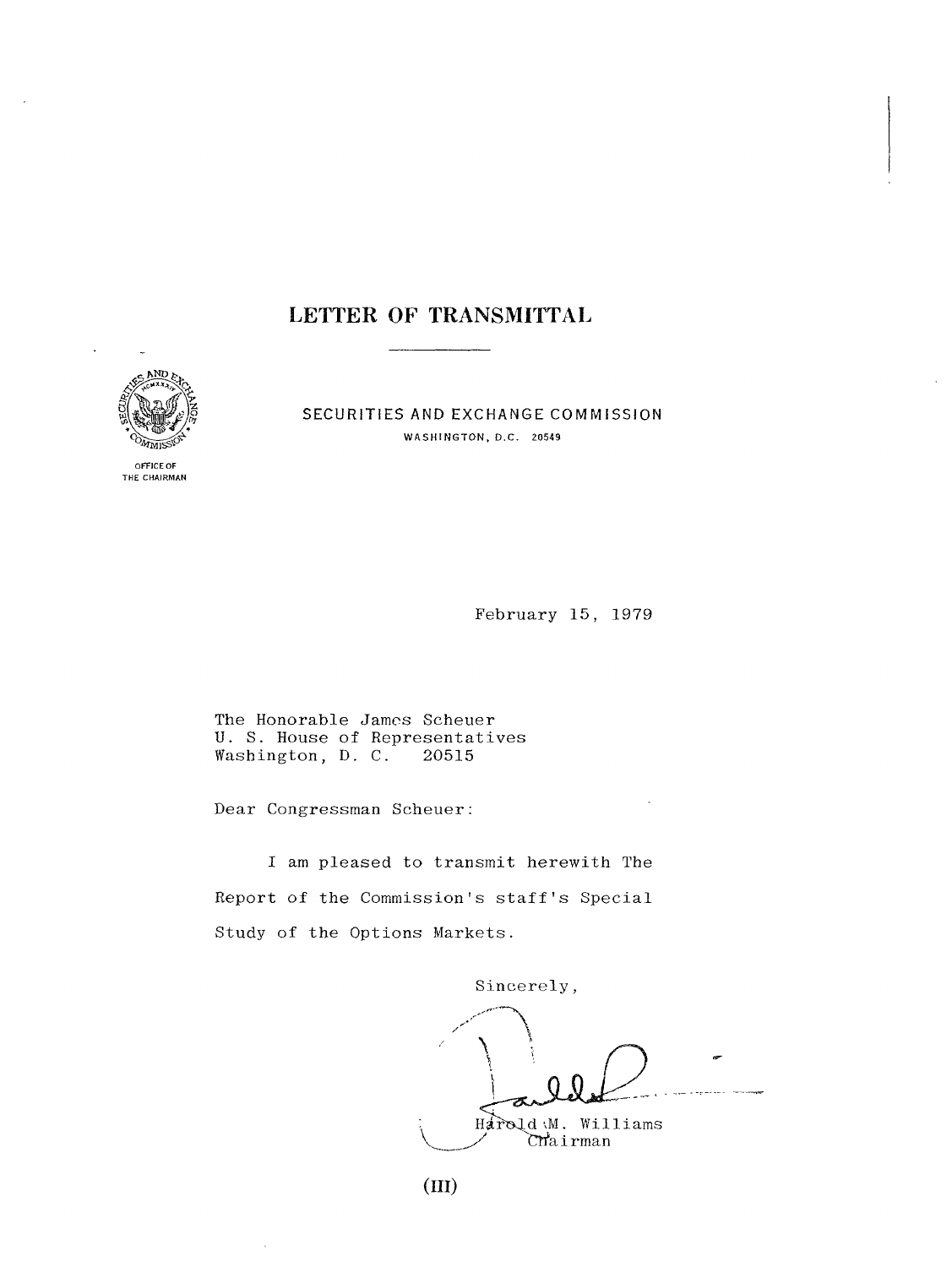# LETTER OF TRANSMITTAL

SECURITIES AND EXCHANGE COMMISSION
WASHINGTON, D.C. 20549

OFFICE OF THE CHAIRMAN

February 15, 1979

The Honorable James Scheuer
U. S. House of Representatives
Washington, D. C. 20515

Dear Congressman Scheuer:

I am pleased to transmit herewith The Report of the Commission's staff's Special Study of the Options Markets.

Sincerely,

Harold M. Williams
Chairman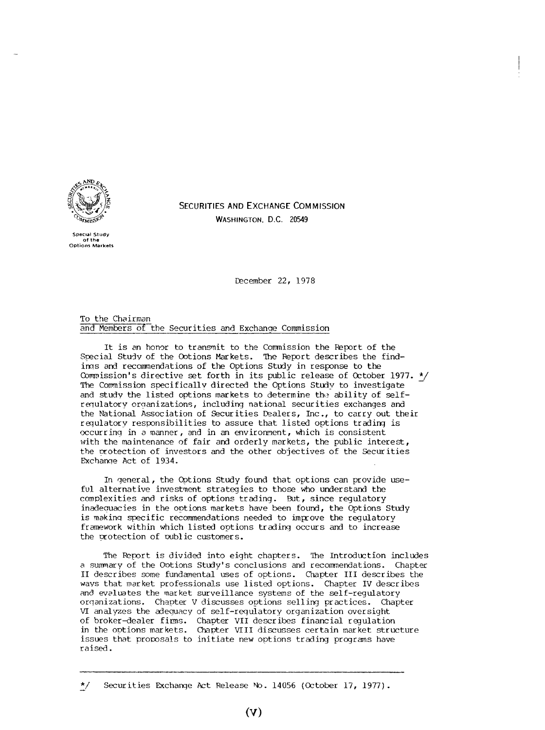SECURITIES AND EXCHANGE COMMISSION
WASHINGTON, D.C. 20549

Special Study of the Options Markets

December 22, 1978

To the Chairman
and Members of the Securities and Exchange Commission

It is an honor to transmit to the Commission the Report of the Special Study of the Options Markets. The Report describes the findings and recommendations of the Options Study in response to the Commission's directive set forth in its public release of October 1977. */ The Commission specifically directed the Options Study to investigate and study the listed options markets to determine the ability of self-regulatory organizations, including national securities exchanges and the National Association of Securities Dealers, Inc., to carry out their regulatory responsibilities to assure that listed options trading is occurring in a manner, and in an environment, which is consistent with the maintenance of fair and orderly markets, the public interest, the protection of investors and the other objectives of the Securities Exchange Act of 1934.

In general, the Options Study found that options can provide useful alternative investment strategies to those who understand the complexities and risks of options trading. But, since regulatory inadequacies in the options markets have been found, the Options Study is making specific recommendations needed to improve the regulatory framework within which listed options trading occurs and to increase the protection of public customers.

The Report is divided into eight chapters. The Introduction includes a summary of the Options Study's conclusions and recommendations. Chapter II describes some fundamental uses of options. Chapter III describes the ways that market professionals use listed options. Chapter IV describes and evaluates the market surveillance systems of the self-regulatory organizations. Chapter V discusses options selling practices. Chapter VI analyzes the adequacy of self-regulatory organization oversight of broker-dealer firms. Chapter VII describes financial regulation in the options markets. Chapter VIII discusses certain market structure issues that proposals to initiate new options trading programs have raised.

---

*/ Securities Exchange Act Release No. 14056 (October 17, 1977).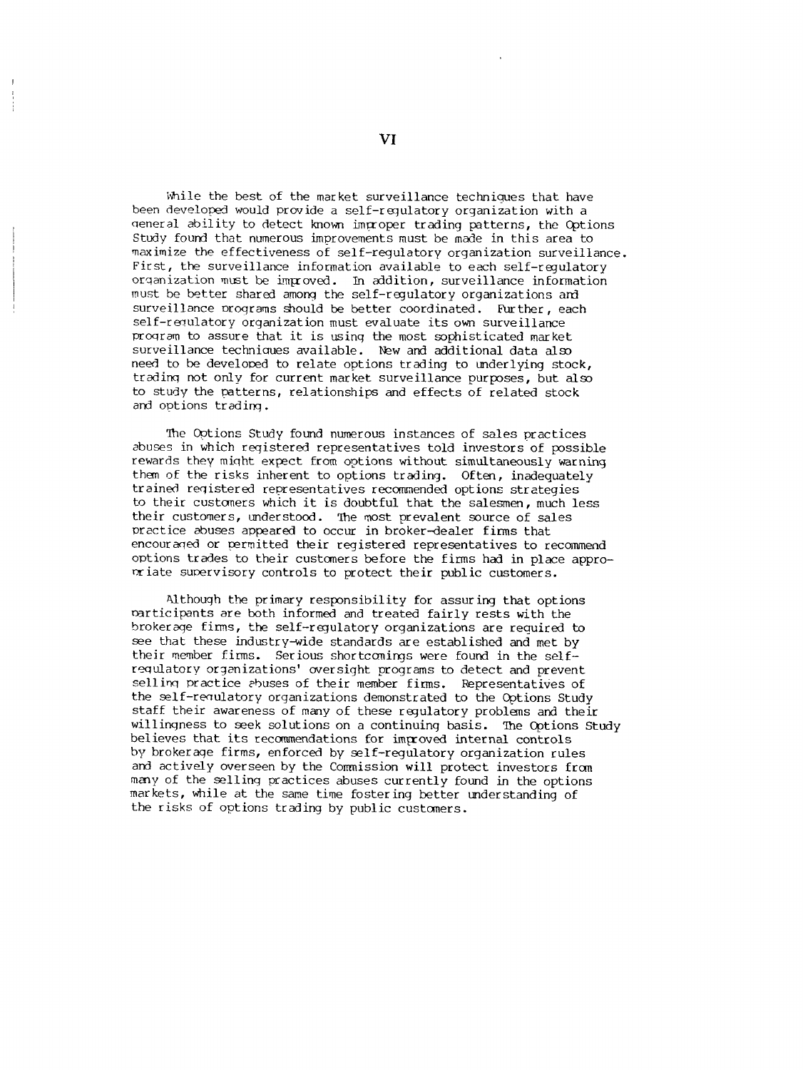While the best of the market surveillance techniques that have been developed would provide a self-regulatory organization with a general ability to detect known improper trading patterns, the Options Study found that numerous improvements must be made in this area to maximize the effectiveness of self-regulatory organization surveillance. First, the surveillance information available to each self-regulatory organization must be improved. In addition, surveillance information must be better shared among the self-regulatory organizations and surveillance programs should be better coordinated. Further, each self-regulatory organization must evaluate its own surveillance program to assure that it is using the most sophisticated market surveillance techniques available. New and additional data also need to be developed to relate options trading to underlying stock, trading not only for current market surveillance purposes, but also to study the patterns, relationships and effects of related stock and options trading.

The Options Study found numerous instances of sales practices abuses in which registered representatives told investors of possible rewards they might expect from options without simultaneously warning them of the risks inherent to options trading. Often, inadequately trained registered representatives recommended options strategies to their customers which it is doubtful that the salesmen, much less their customers, understood. The most prevalent source of sales practice abuses appeared to occur in broker-dealer firms that encouraged or permitted their registered representatives to recommend options trades to their customers before the firms had in place appropriate supervisory controls to protect their public customers.

Although the primary responsibility for assuring that options participants are both informed and treated fairly rests with the brokerage firms, the self-regulatory organizations are required to see that these industry-wide standards are established and met by their member firms. Serious shortcomings were found in the self-regulatory organizations' oversight programs to detect and prevent selling practice abuses of their member firms. Representatives of the self-regulatory organizations demonstrated to the Options Study staff their awareness of many of these regulatory problems and their willingness to seek solutions on a continuing basis. The Options Study believes that its recommendations for improved internal controls by brokerage firms, enforced by self-regulatory organization rules and actively overseen by the Commission will protect investors from many of the selling practices abuses currently found in the options markets, while at the same time fostering better understanding of the risks of options trading by public customers.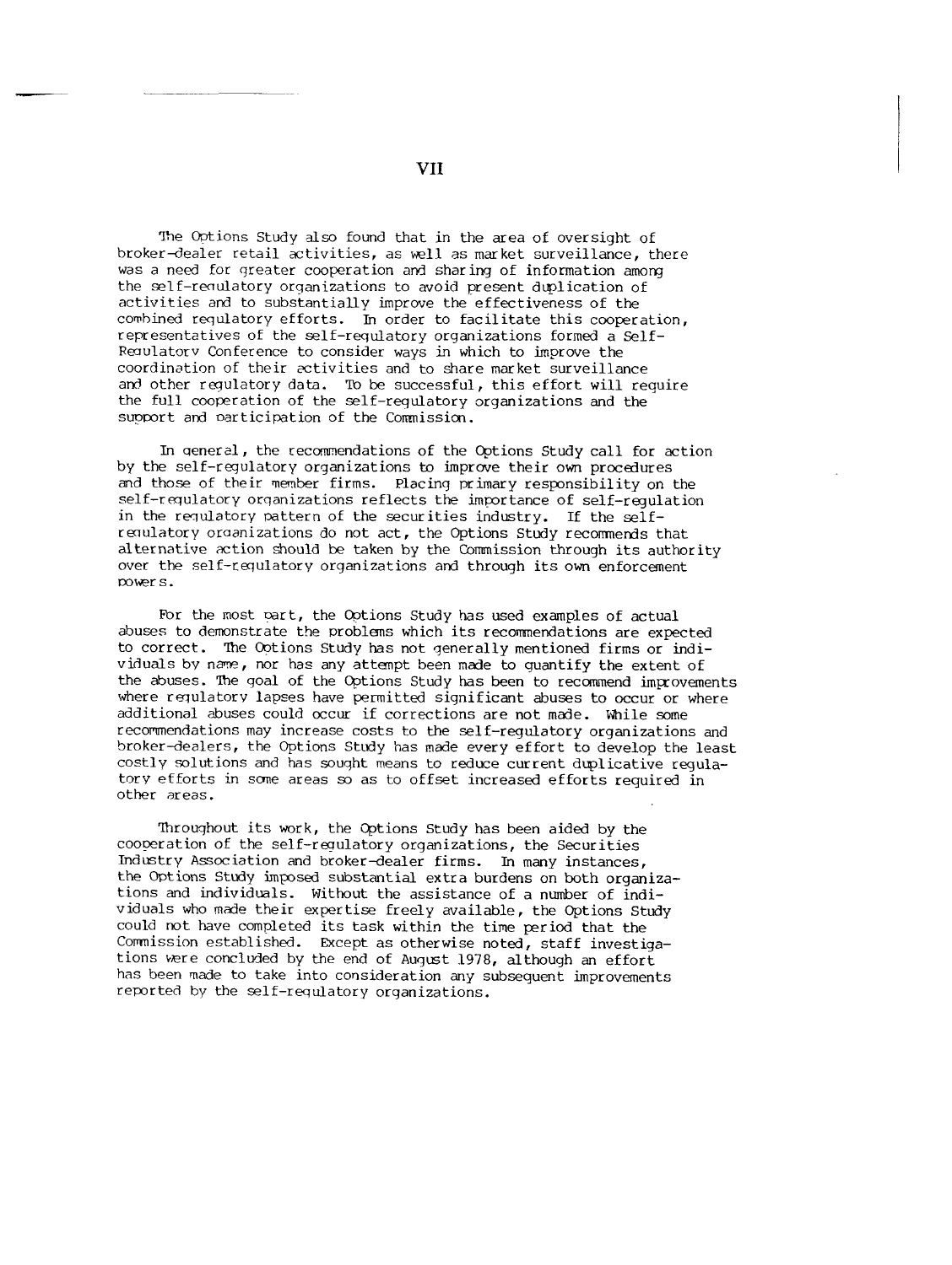The Options Study also found that in the area of oversight of broker-dealer retail activities, as well as market surveillance, there was a need for greater cooperation and sharing of information among the self-regulatory organizations to avoid present duplication of activities and to substantially improve the effectiveness of the combined regulatory efforts. In order to facilitate this cooperation, representatives of the self-regulatory organizations formed a Self-Regulatory Conference to consider ways in which to improve the coordination of their activities and to share market surveillance and other regulatory data. To be successful, this effort will require the full cooperation of the self-regulatory organizations and the support and participation of the Commission.

In general, the recommendations of the Options Study call for action by the self-regulatory organizations to improve their own procedures and those of their member firms. Placing primary responsibility on the self-regulatory organizations reflects the importance of self-regulation in the regulatory pattern of the securities industry. If the self-regulatory organizations do not act, the Options Study recommends that alternative action should be taken by the Commission through its authority over the self-regulatory organizations and through its own enforcement powers.

For the most part, the Options Study has used examples of actual abuses to demonstrate the problems which its recommendations are expected to correct. The Options Study has not generally mentioned firms or individuals by name, nor has any attempt been made to quantify the extent of the abuses. The goal of the Options Study has been to recommend improvements where regulatory lapses have permitted significant abuses to occur or where additional abuses could occur if corrections are not made. While some recommendations may increase costs to the self-regulatory organizations and broker-dealers, the Options Study has made every effort to develop the least costly solutions and has sought means to reduce current duplicative regulatory efforts in some areas so as to offset increased efforts required in other areas.

Throughout its work, the Options Study has been aided by the cooperation of the self-regulatory organizations, the Securities Industry Association and broker-dealer firms. In many instances, the Options Study imposed substantial extra burdens on both organizations and individuals. Without the assistance of a number of individuals who made their expertise freely available, the Options Study could not have completed its task within the time period that the Commission established. Except as otherwise noted, staff investigations were concluded by the end of August 1978, although an effort has been made to take into consideration any subsequent improvements reported by the self-regulatory organizations.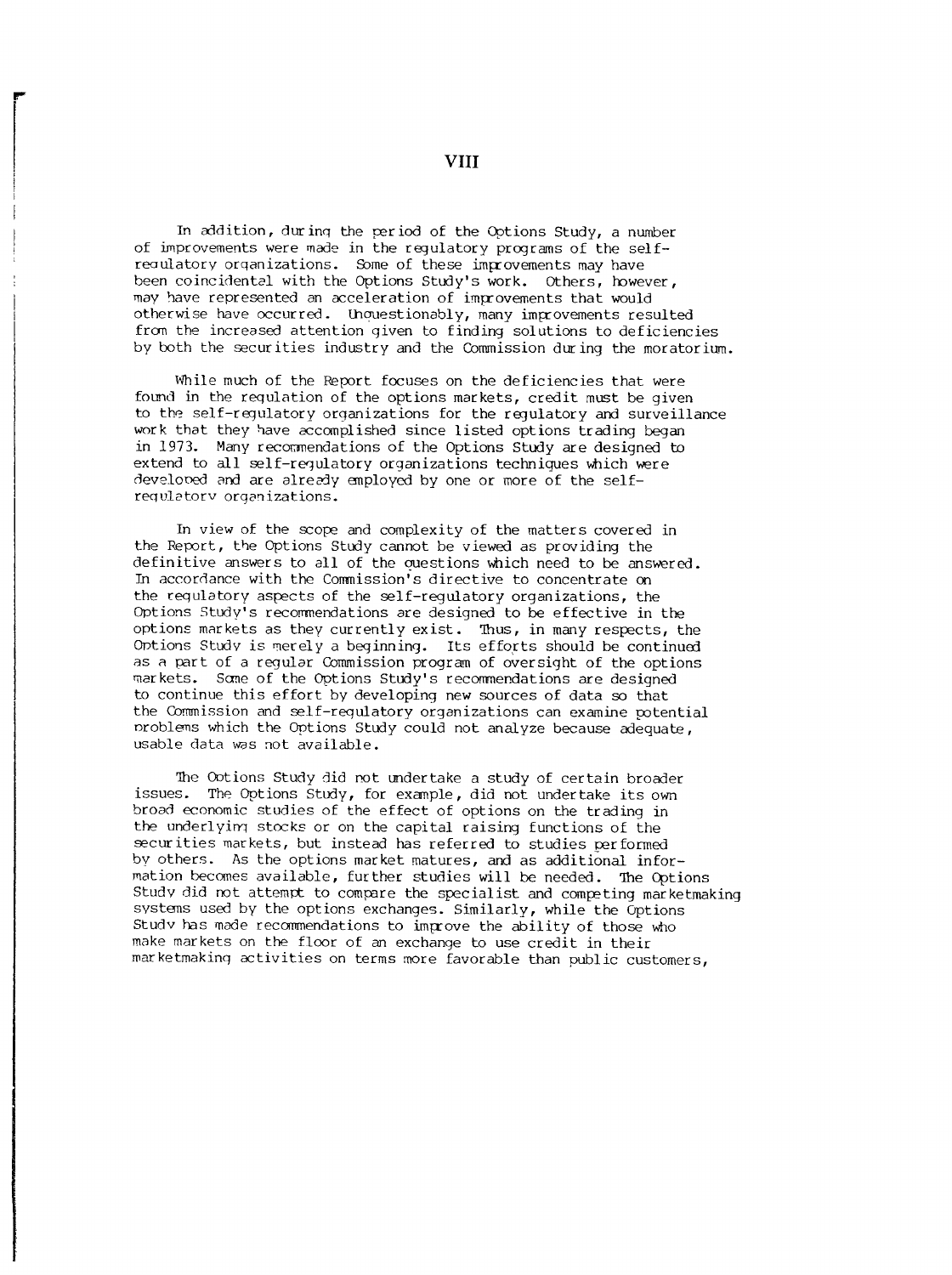In addition, during the period of the Options Study, a number of improvements were made in the regulatory programs of the self-regulatory organizations. Some of these improvements may have been coincidental with the Options Study's work. Others, however, may have represented an acceleration of improvements that would otherwise have occurred. Unquestionably, many improvements resulted from the increased attention given to finding solutions to deficiencies by both the securities industry and the Commission during the moratorium.

While much of the Report focuses on the deficiencies that were found in the regulation of the options markets, credit must be given to the self-regulatory organizations for the regulatory and surveillance work that they have accomplished since listed options trading began in 1973. Many recommendations of the Options Study are designed to extend to all self-regulatory organizations techniques which were developed and are already employed by one or more of the self-regulatory organizations.

In view of the scope and complexity of the matters covered in the Report, the Options Study cannot be viewed as providing the definitive answers to all of the questions which need to be answered. In accordance with the Commission's directive to concentrate on the regulatory aspects of the self-regulatory organizations, the Options Study's recommendations are designed to be effective in the options markets as they currently exist. Thus, in many respects, the Options Study is merely a beginning. Its efforts should be continued as a part of a regular Commission program of oversight of the options markets. Some of the Options Study's recommendations are designed to continue this effort by developing new sources of data so that the Commission and self-regulatory organizations can examine potential problems which the Options Study could not analyze because adequate, usable data was not available.

The Options Study did not undertake a study of certain broader issues. The Options Study, for example, did not undertake its own broad economic studies of the effect of options on the trading in the underlying stocks or on the capital raising functions of the securities markets, but instead has referred to studies performed by others. As the options market matures, and as additional information becomes available, further studies will be needed. The Options Study did not attempt to compare the specialist and competing marketmaking systems used by the options exchanges. Similarly, while the Options Study has made recommendations to improve the ability of those who make markets on the floor of an exchange to use credit in their marketmaking activities on terms more favorable than public customers,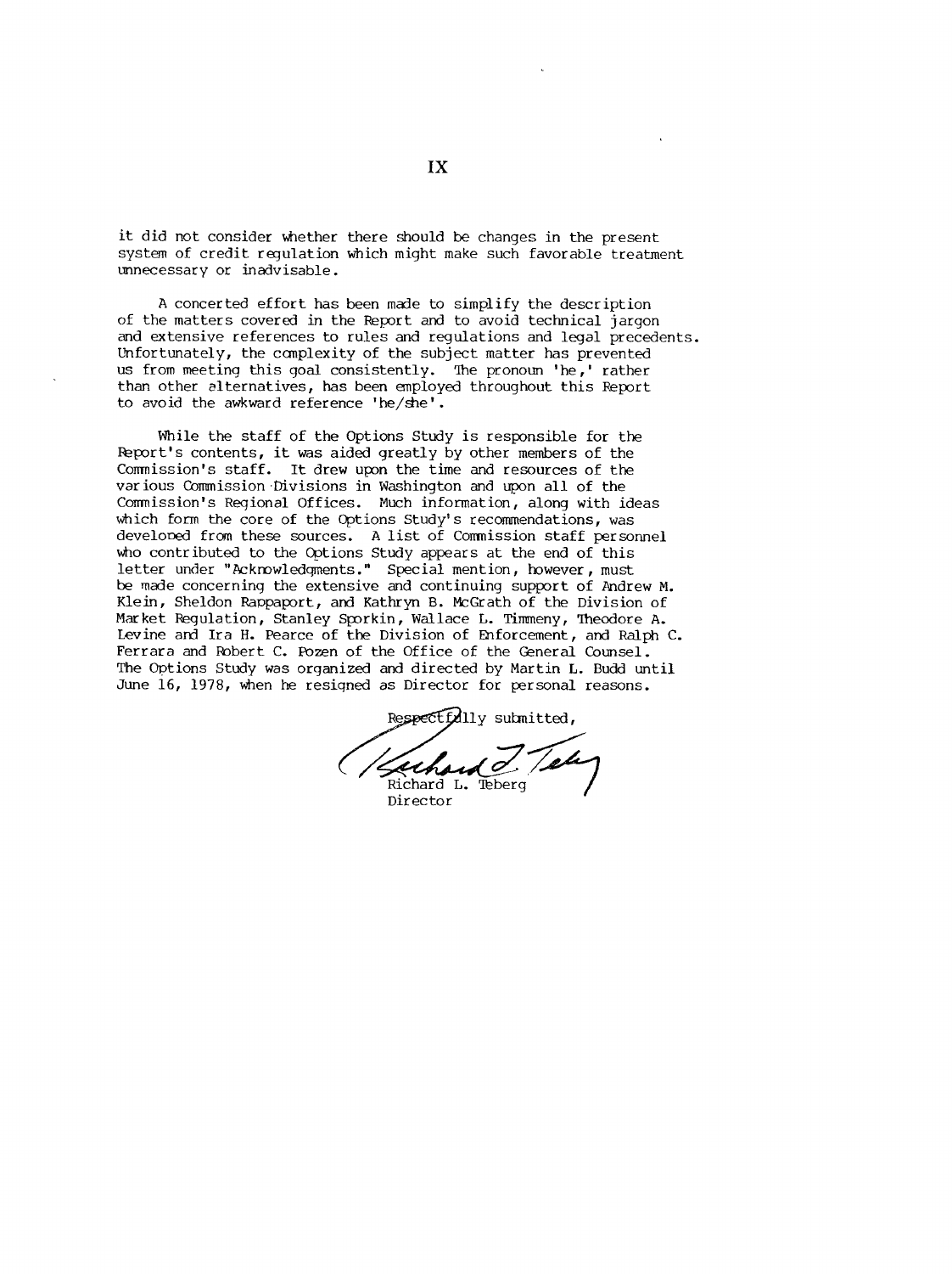it did not consider whether there should be changes in the present system of credit regulation which might make such favorable treatment unnecessary or inadvisable.

A concerted effort has been made to simplify the description of the matters covered in the Report and to avoid technical jargon and extensive references to rules and regulations and legal precedents. Unfortunately, the complexity of the subject matter has prevented us from meeting this goal consistently. The pronoun 'he,' rather than other alternatives, has been employed throughout this Report to avoid the awkward reference 'he/she'.

While the staff of the Options Study is responsible for the Report's contents, it was aided greatly by other members of the Commission's staff. It drew upon the time and resources of the various Commission Divisions in Washington and upon all of the Commission's Regional Offices. Much information, along with ideas which form the core of the Options Study's recommendations, was developed from these sources. A list of Commission staff personnel who contributed to the Options Study appears at the end of this letter under "Acknowledgments." Special mention, however, must be made concerning the extensive and continuing support of Andrew M. Klein, Sheldon Rappaport, and Kathryn B. McGrath of the Division of Market Regulation, Stanley Sporkin, Wallace L. Timmeny, Theodore A. Levine and Ira H. Pearce of the Division of Enforcement, and Ralph C. Ferrara and Robert C. Pozen of the Office of the General Counsel. The Options Study was organized and directed by Martin L. Budd until June 16, 1978, when he resigned as Director for personal reasons.

Respectfully submitted,

Richard L. Teberg
Director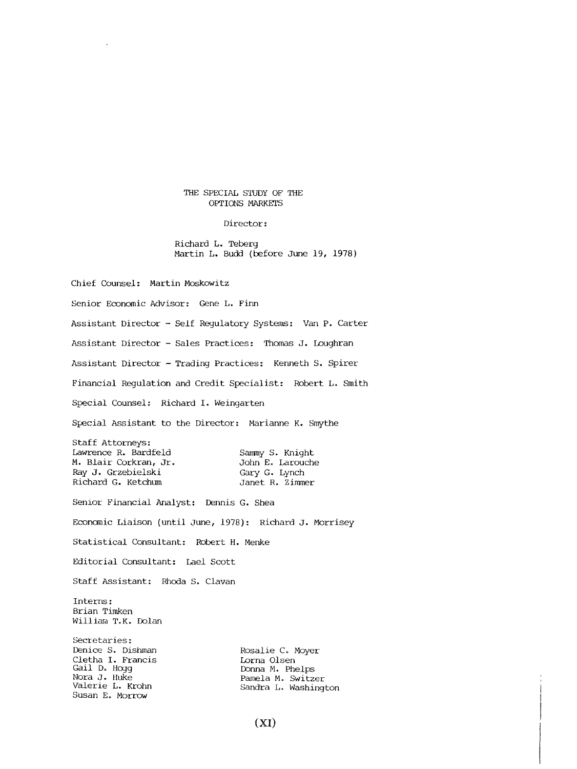# THE SPECIAL STUDY OF THE OPTIONS MARKETS

Director:

Richard L. Teberg
Martin L. Budd (before June 19, 1978)

Chief Counsel: Martin Moskowitz

Senior Economic Advisor: Gene L. Finn

Assistant Director - Self Regulatory Systems: Van P. Carter

Assistant Director - Sales Practices: Thomas J. Loughran

Assistant Director - Trading Practices: Kenneth S. Spirer

Financial Regulation and Credit Specialist: Robert L. Smith

Special Counsel: Richard I. Weingarten

Special Assistant to the Director: Marianne K. Smythe

Staff Attorneys:
Lawrence R. Bardfeld
M. Blair Corkran, Jr.
Ray J. Grzebielski
Richard G. Ketchum
Sammy S. Knight
John E. Larouche
Gary G. Lynch
Janet R. Zimmer

Senior Financial Analyst: Dennis G. Shea

Economic Liaison (until June, 1978): Richard J. Morrisey

Statistical Consultant: Robert H. Menke

Editorial Consultant: Lael Scott

Staff Assistant: Rhoda S. Clavan

Interns:
Brian Timken
William T.K. Dolan

Secretaries:
Denice S. Dishman
Cletha I. Francis
Gail D. Hogg
Nora J. Huke
Valerie L. Krohn
Susan E. Morrow
Rosalie C. Moyer
Lorna Olsen
Donna M. Phelps
Pamela M. Switzer
Sandra L. Washington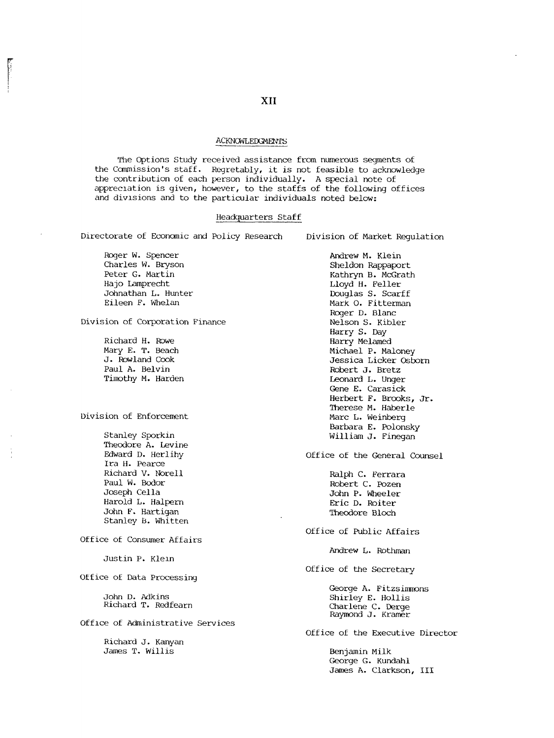# XII

## ACKNOWLEDGMENTS

The Options Study received assistance from numerous segments of the Commission's staff. Regretably, it is not feasible to acknowledge the contribution of each person individually. A special note of appreciation is given, however, to the staffs of the following offices and divisions and to the particular individuals noted below:

### Headquarters Staff

Directorate of Economic and Policy Research

Roger W. Spencer
Charles W. Bryson
Peter G. Martin
Hajo Lamprecht
Johnathan L. Hunter
Eileen F. Whelan

Division of Corporation Finance

Richard H. Rowe
Mary E. T. Beach
J. Rowland Cook
Paul A. Belvin
Timothy M. Harden

Division of Enforcement

Stanley Sporkin
Theodore A. Levine
Edward D. Herlihy
Ira H. Pearce
Richard V. Norell
Paul W. Bodor
Joseph Cella
Harold L. Halpern
John F. Hartigan
Stanley B. Whitten

Office of Consumer Affairs

Justin P. Klein

Office of Data Processing

John D. Adkins
Richard T. Redfearn

Office of Administrative Services

Richard J. Kanyan
James T. Willis

Division of Market Regulation

Andrew M. Klein
Sheldon Rappaport
Kathryn B. McGrath
Lloyd H. Feller
Douglas S. Scarff
Mark O. Fitterman
Roger D. Blanc
Nelson S. Kibler
Harry S. Day
Harry Melamed
Michael P. Maloney
Jessica Licker Osborn
Robert J. Bretz
Leonard L. Unger
Gene E. Carasick
Herbert F. Brooks, Jr.
Therese M. Haberle
Marc L. Weinberg
Barbara E. Polonsky
William J. Finegan

Office of the General Counsel

Ralph C. Ferrara
Robert C. Pozen
John P. Wheeler
Eric D. Roiter
Theodore Bloch

Office of Public Affairs

Andrew L. Rothman

Office of the Secretary

George A. Fitzsimmons
Shirley E. Hollis
Charlene C. Derge
Raymond J. Kramer

Office of the Executive Director

Benjamin Milk
George G. Kundahl
James A. Clarkson, III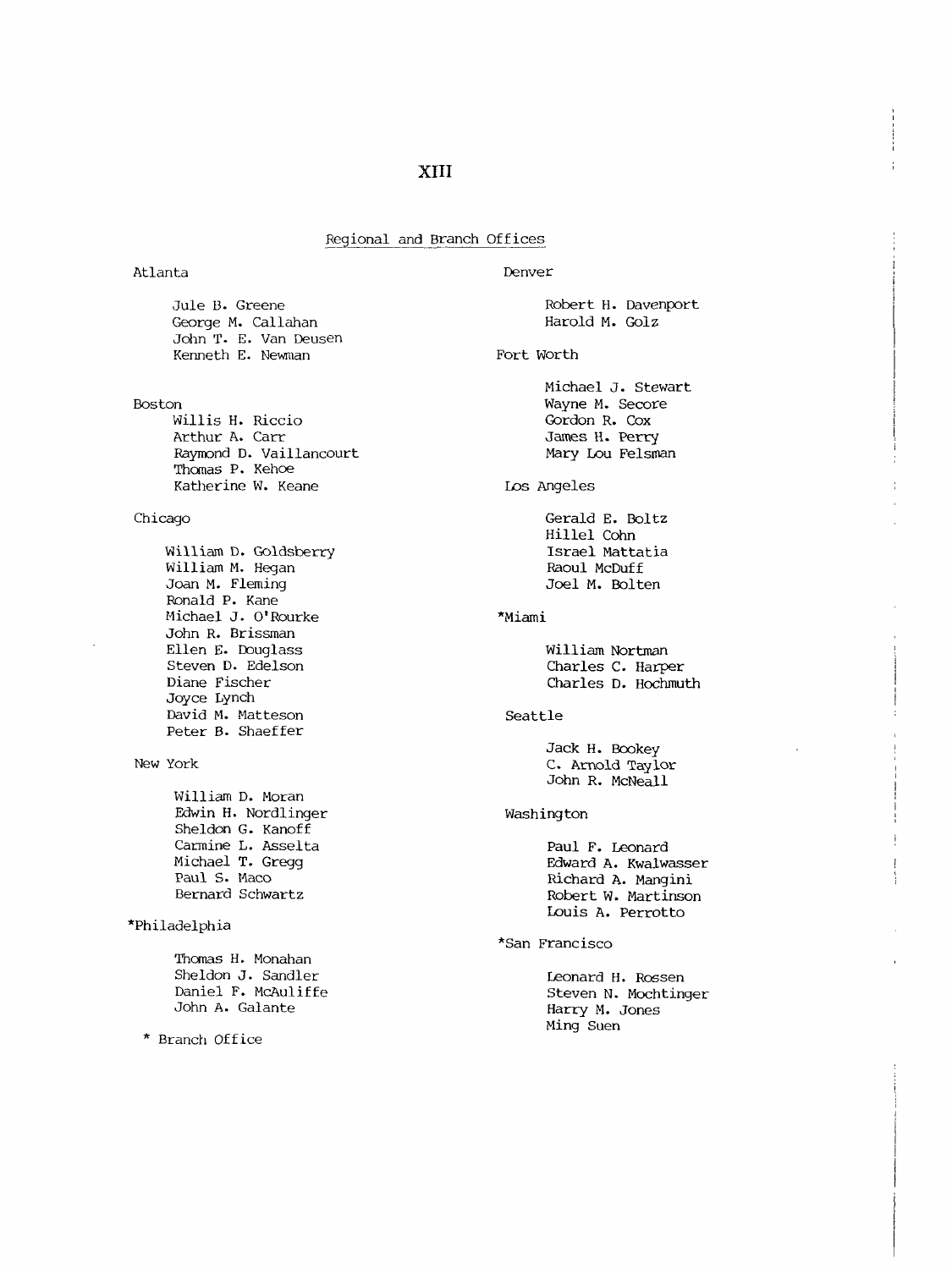# XIII

## Regional and Branch Offices

Atlanta

Jule B. Greene
George M. Callahan
John T. E. Van Deusen
Kenneth E. Newman

Boston

Willis H. Riccio
Arthur A. Carr
Raymond D. Vaillancourt
Thomas P. Kehoe
Katherine W. Keane

Chicago

William D. Goldsberry
William M. Hegan
Joan M. Fleming
Ronald P. Kane
Michael J. O'Rourke
John R. Brissman
Ellen E. Douglass
Steven D. Edelson
Diane Fischer
Joyce Lynch
David M. Matteson
Peter B. Shaeffer

New York

William D. Moran
Edwin H. Nordlinger
Sheldon G. Kanoff
Carmine L. Asselta
Michael T. Gregg
Paul S. Maco
Bernard Schwartz

*Philadelphia

Thomas H. Monahan
Sheldon J. Sandler
Daniel F. McAuliffe
John A. Galante

Denver

Robert H. Davenport
Harold M. Golz

Fort Worth

Michael J. Stewart
Wayne M. Secore
Gordon R. Cox
James H. Perry
Mary Lou Felsman

Los Angeles

Gerald E. Boltz
Hillel Cohn
Israel Mattatia
Raoul McDuff
Joel M. Bolten

*Miami

William Nortman
Charles C. Harper
Charles D. Hochmuth

Seattle

Jack H. Bookey
C. Arnold Taylor
John R. McNeall

Washington

Paul F. Leonard
Edward A. Kwalwasser
Richard A. Mangini
Robert W. Martinson
Louis A. Perrotto

*San Francisco

Leonard H. Rossen
Steven N. Mochtinger
Harry M. Jones
Ming Suen

* Branch Office